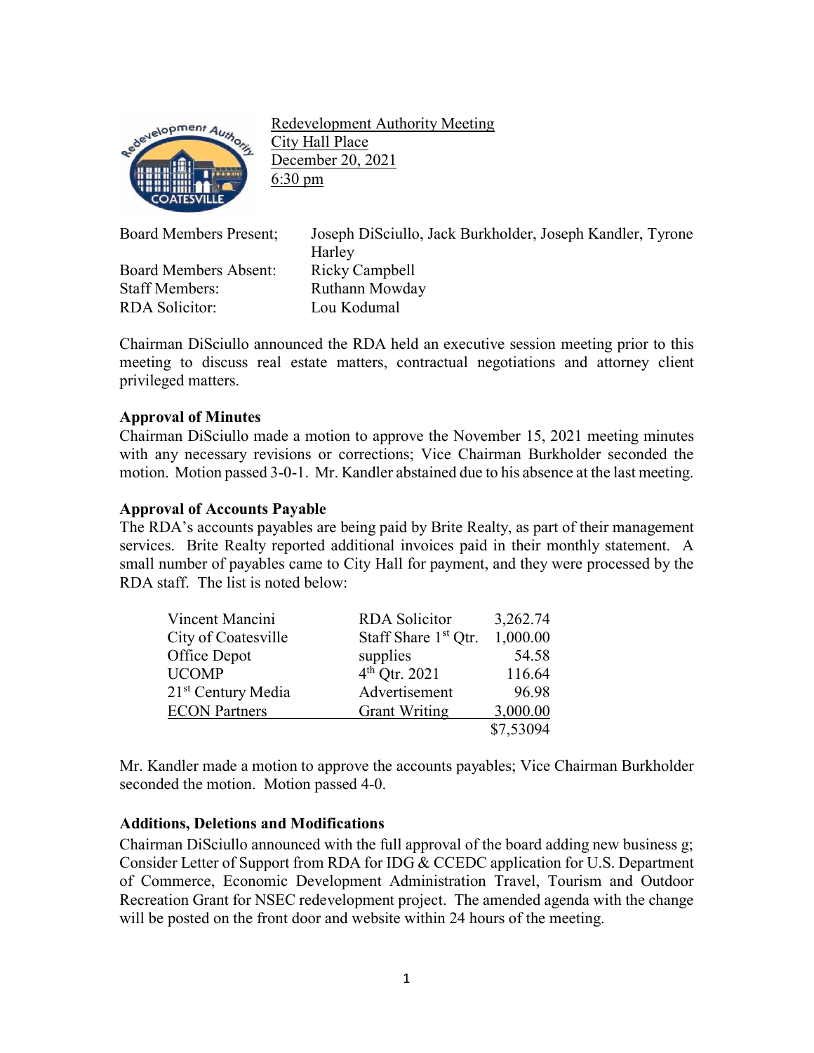Redevelopment Authority Meeting
City Hall Place
December 20, 2021
6:30 pm

| | |
|---|---|
| Board Members Present; | Joseph DiSciullo, Jack Burkholder, Joseph Kandler, Tyrone Harley |
| Board Members Absent: | Ricky Campbell |
| Staff Members: | Ruthann Mowday |
| RDA Solicitor: | Lou Kodumal |

Chairman DiSciullo announced the RDA held an executive session meeting prior to this meeting to discuss real estate matters, contractual negotiations and attorney client privileged matters.

**Approval of Minutes**
Chairman DiSciullo made a motion to approve the November 15, 2021 meeting minutes with any necessary revisions or corrections; Vice Chairman Burkholder seconded the motion. Motion passed 3-0-1. Mr. Kandler abstained due to his absence at the last meeting.

**Approval of Accounts Payable**
The RDA's accounts payables are being paid by Brite Realty, as part of their management services. Brite Realty reported additional invoices paid in their monthly statement. A small number of payables came to City Hall for payment, and they were processed by the RDA staff. The list is noted below:

| | | |
|---|---|---|
| Vincent Mancini | RDA Solicitor | 3,262.74 |
| City of Coatesville | Staff Share 1st Qtr. | 1,000.00 |
| Office Depot | supplies | 54.58 |
| UCOMP | 4th Qtr. 2021 | 116.64 |
| 21st Century Media | Advertisement | 96.98 |
| ECON Partners | Grant Writing | 3,000.00 |
| | | $7,53094 |

Mr. Kandler made a motion to approve the accounts payables; Vice Chairman Burkholder seconded the motion. Motion passed 4-0.

**Additions, Deletions and Modifications**
Chairman DiSciullo announced with the full approval of the board adding new business g; Consider Letter of Support from RDA for IDG & CCEDC application for U.S. Department of Commerce, Economic Development Administration Travel, Tourism and Outdoor Recreation Grant for NSEC redevelopment project. The amended agenda with the change will be posted on the front door and website within 24 hours of the meeting.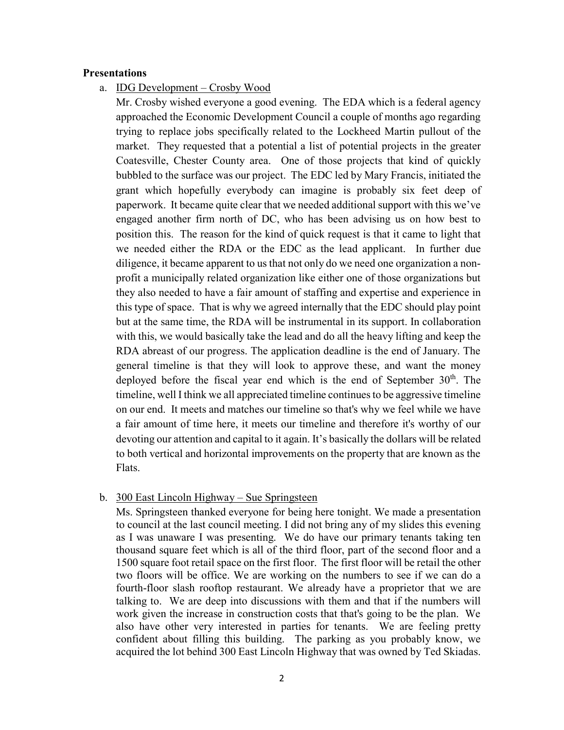## Presentations

a. IDG Development – Crosby Wood

Mr. Crosby wished everyone a good evening. The EDA which is a federal agency approached the Economic Development Council a couple of months ago regarding trying to replace jobs specifically related to the Lockheed Martin pullout of the market. They requested that a potential a list of potential projects in the greater Coatesville, Chester County area. One of those projects that kind of quickly bubbled to the surface was our project. The EDC led by Mary Francis, initiated the grant which hopefully everybody can imagine is probably six feet deep of paperwork. It became quite clear that we needed additional support with this we've engaged another firm north of DC, who has been advising us on how best to position this. The reason for the kind of quick request is that it came to light that we needed either the RDA or the EDC as the lead applicant. In further due diligence, it became apparent to us that not only do we need one organization a non-profit a municipally related organization like either one of those organizations but they also needed to have a fair amount of staffing and expertise and experience in this type of space. That is why we agreed internally that the EDC should play point but at the same time, the RDA will be instrumental in its support. In collaboration with this, we would basically take the lead and do all the heavy lifting and keep the RDA abreast of our progress. The application deadline is the end of January. The general timeline is that they will look to approve these, and want the money deployed before the fiscal year end which is the end of September 30th. The timeline, well I think we all appreciated timeline continues to be aggressive timeline on our end. It meets and matches our timeline so that's why we feel while we have a fair amount of time here, it meets our timeline and therefore it's worthy of our devoting our attention and capital to it again. It's basically the dollars will be related to both vertical and horizontal improvements on the property that are known as the Flats.

b. 300 East Lincoln Highway – Sue Springsteen

Ms. Springsteen thanked everyone for being here tonight. We made a presentation to council at the last council meeting. I did not bring any of my slides this evening as I was unaware I was presenting. We do have our primary tenants taking ten thousand square feet which is all of the third floor, part of the second floor and a 1500 square foot retail space on the first floor. The first floor will be retail the other two floors will be office. We are working on the numbers to see if we can do a fourth-floor slash rooftop restaurant. We already have a proprietor that we are talking to. We are deep into discussions with them and that if the numbers will work given the increase in construction costs that that's going to be the plan. We also have other very interested in parties for tenants. We are feeling pretty confident about filling this building. The parking as you probably know, we acquired the lot behind 300 East Lincoln Highway that was owned by Ted Skiadas.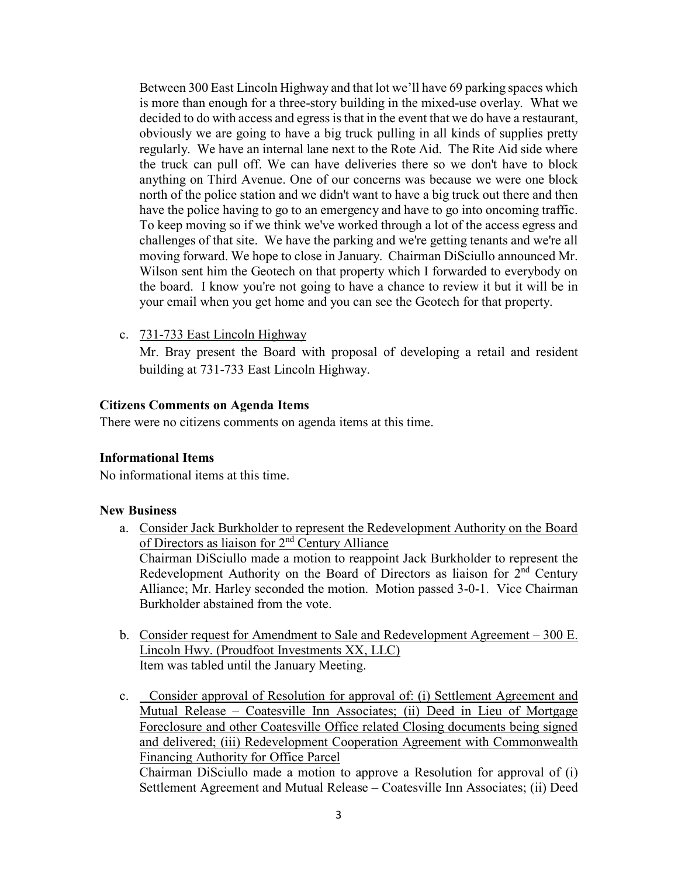Between 300 East Lincoln Highway and that lot we'll have 69 parking spaces which is more than enough for a three-story building in the mixed-use overlay. What we decided to do with access and egress is that in the event that we do have a restaurant, obviously we are going to have a big truck pulling in all kinds of supplies pretty regularly. We have an internal lane next to the Rote Aid. The Rite Aid side where the truck can pull off. We can have deliveries there so we don't have to block anything on Third Avenue. One of our concerns was because we were one block north of the police station and we didn't want to have a big truck out there and then have the police having to go to an emergency and have to go into oncoming traffic. To keep moving so if we think we've worked through a lot of the access egress and challenges of that site. We have the parking and we're getting tenants and we're all moving forward. We hope to close in January. Chairman DiSciullo announced Mr. Wilson sent him the Geotech on that property which I forwarded to everybody on the board. I know you're not going to have a chance to review it but it will be in your email when you get home and you can see the Geotech for that property.

c. <u>731-733 East Lincoln Highway</u>

   Mr. Bray present the Board with proposal of developing a retail and resident building at 731-733 East Lincoln Highway.

**Citizens Comments on Agenda Items**

There were no citizens comments on agenda items at this time.

**Informational Items**

No informational items at this time.

**New Business**

a. <u>Consider Jack Burkholder to represent the Redevelopment Authority on the Board of Directors as liaison for 2nd Century Alliance</u>

   Chairman DiSciullo made a motion to reappoint Jack Burkholder to represent the Redevelopment Authority on the Board of Directors as liaison for 2nd Century Alliance; Mr. Harley seconded the motion. Motion passed 3-0-1. Vice Chairman Burkholder abstained from the vote.

b. <u>Consider request for Amendment to Sale and Redevelopment Agreement – 300 E. Lincoln Hwy. (Proudfoot Investments XX, LLC)</u>

   Item was tabled until the January Meeting.

c. <u>Consider approval of Resolution for approval of: (i) Settlement Agreement and Mutual Release – Coatesville Inn Associates; (ii) Deed in Lieu of Mortgage Foreclosure and other Coatesville Office related Closing documents being signed and delivered; (iii) Redevelopment Cooperation Agreement with Commonwealth Financing Authority for Office Parcel</u>

   Chairman DiSciullo made a motion to approve a Resolution for approval of (i) Settlement Agreement and Mutual Release – Coatesville Inn Associates; (ii) Deed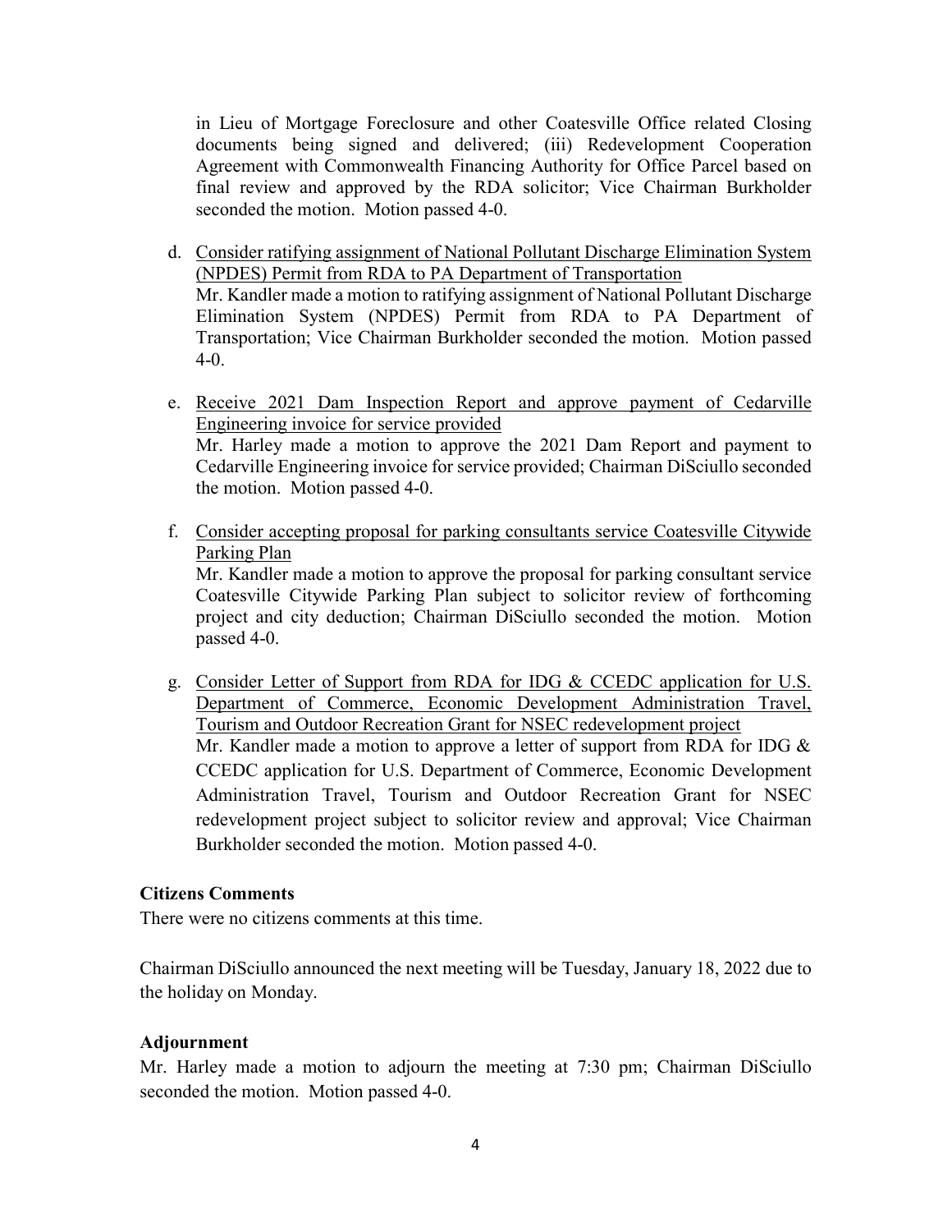in Lieu of Mortgage Foreclosure and other Coatesville Office related Closing documents being signed and delivered; (iii) Redevelopment Cooperation Agreement with Commonwealth Financing Authority for Office Parcel based on final review and approved by the RDA solicitor; Vice Chairman Burkholder seconded the motion. Motion passed 4-0.

d. Consider ratifying assignment of National Pollutant Discharge Elimination System (NPDES) Permit from RDA to PA Department of Transportation
Mr. Kandler made a motion to ratifying assignment of National Pollutant Discharge Elimination System (NPDES) Permit from RDA to PA Department of Transportation; Vice Chairman Burkholder seconded the motion. Motion passed 4-0.

e. Receive 2021 Dam Inspection Report and approve payment of Cedarville Engineering invoice for service provided
Mr. Harley made a motion to approve the 2021 Dam Report and payment to Cedarville Engineering invoice for service provided; Chairman DiSciullo seconded the motion. Motion passed 4-0.

f. Consider accepting proposal for parking consultants service Coatesville Citywide Parking Plan
Mr. Kandler made a motion to approve the proposal for parking consultant service Coatesville Citywide Parking Plan subject to solicitor review of forthcoming project and city deduction; Chairman DiSciullo seconded the motion. Motion passed 4-0.

g. Consider Letter of Support from RDA for IDG & CCEDC application for U.S. Department of Commerce, Economic Development Administration Travel, Tourism and Outdoor Recreation Grant for NSEC redevelopment project
Mr. Kandler made a motion to approve a letter of support from RDA for IDG & CCEDC application for U.S. Department of Commerce, Economic Development Administration Travel, Tourism and Outdoor Recreation Grant for NSEC redevelopment project subject to solicitor review and approval; Vice Chairman Burkholder seconded the motion. Motion passed 4-0.

**Citizens Comments**

There were no citizens comments at this time.

Chairman DiSciullo announced the next meeting will be Tuesday, January 18, 2022 due to the holiday on Monday.

**Adjournment**

Mr. Harley made a motion to adjourn the meeting at 7:30 pm; Chairman DiSciullo seconded the motion. Motion passed 4-0.